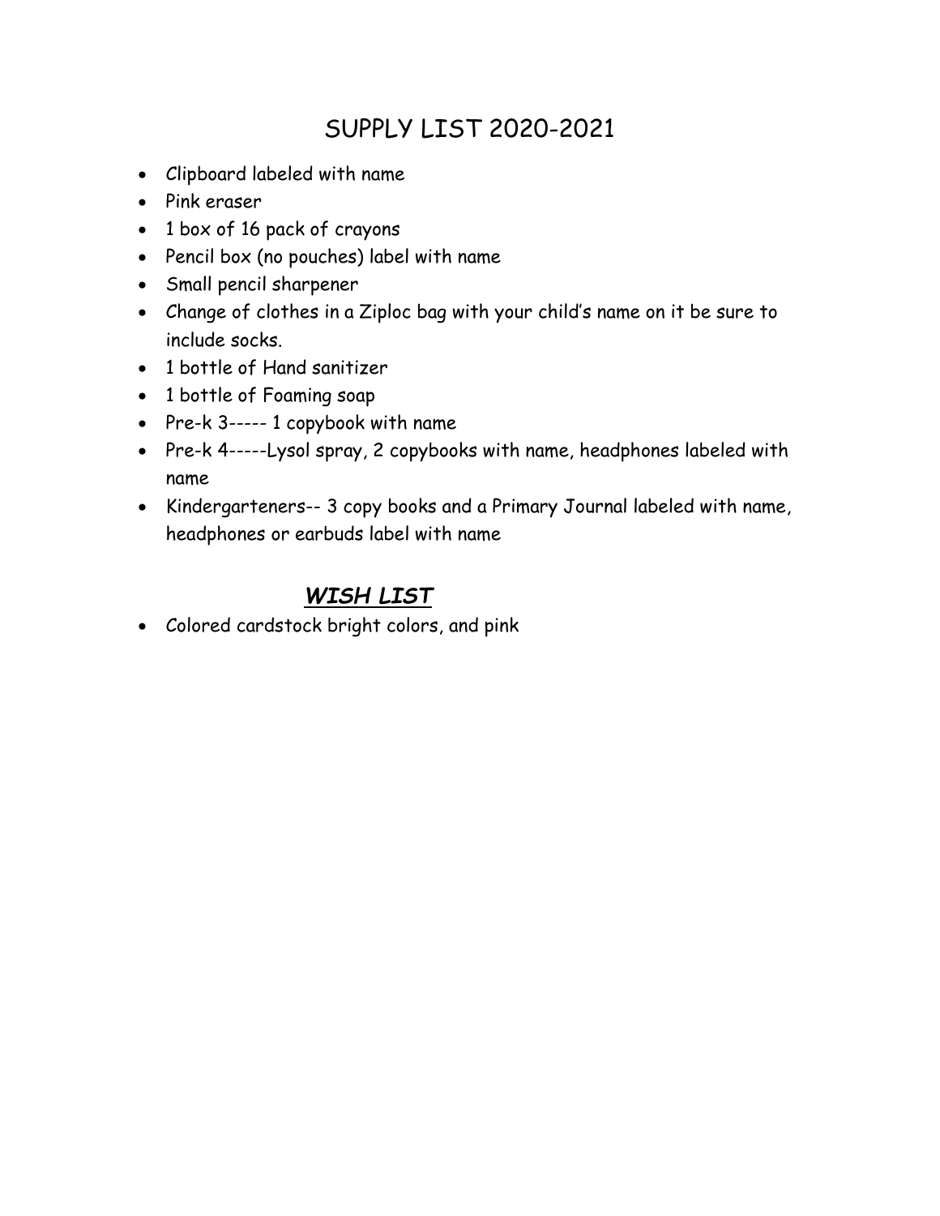# SUPPLY LIST 2020-2021

- Clipboard labeled with name
- Pink eraser
- 1 box of 16 pack of crayons
- Pencil box (no pouches) label with name
- Small pencil sharpener
- Change of clothes in a Ziploc bag with your child's name on it be sure to include socks.
- 1 bottle of Hand sanitizer
- 1 bottle of Foaming soap
- Pre-k 3----- 1 copybook with name
- Pre-k 4-----Lysol spray, 2 copybooks with name, headphones labeled with name
- Kindergarteners-- 3 copy books and a Primary Journal labeled with name, headphones or earbuds label with name

## ***WISH LIST***

- Colored cardstock bright colors, and pink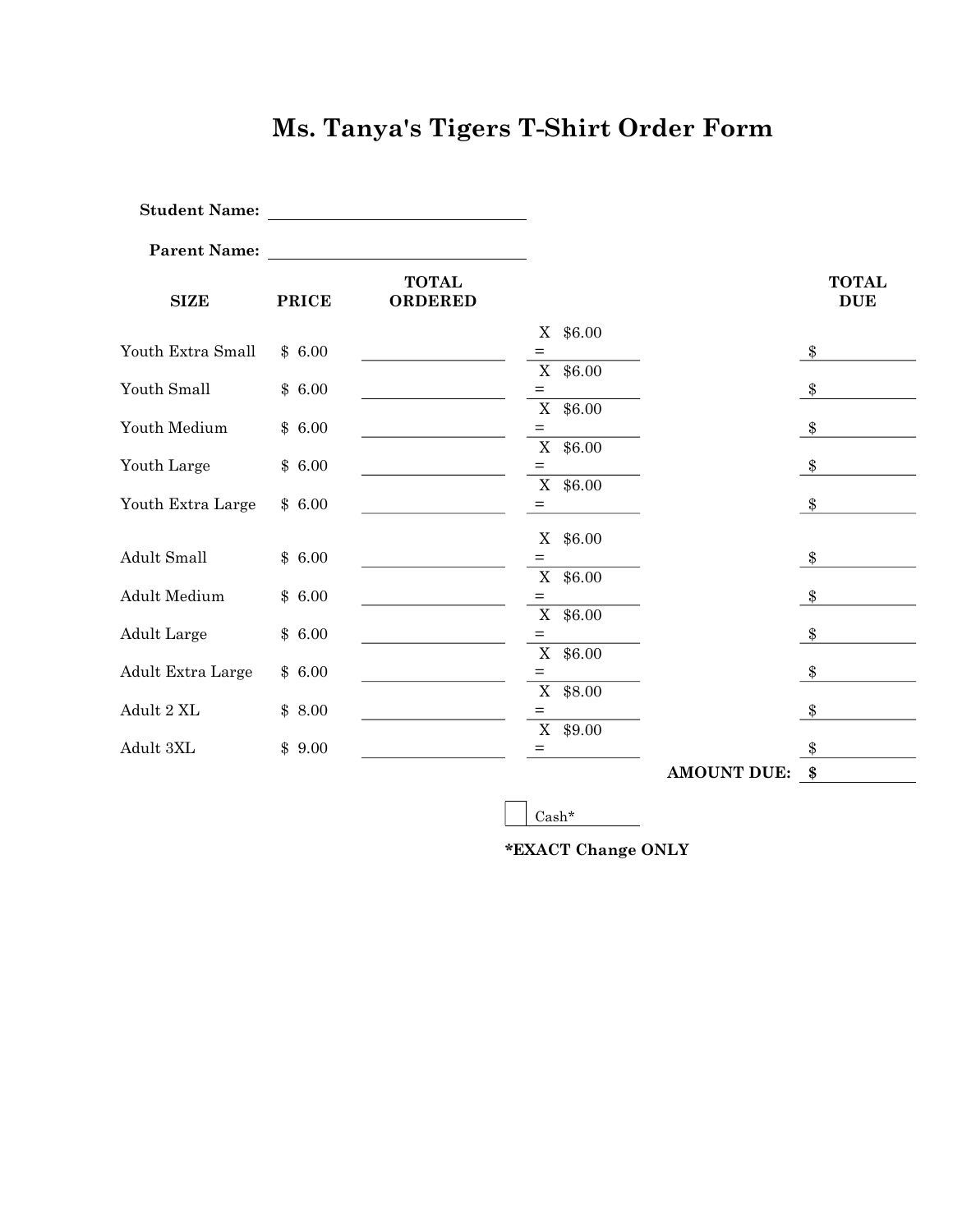# Ms. Tanya's Tigers T-Shirt Order Form

**Student Name:** ______________________________

**Parent Name:** ______________________________

| SIZE | PRICE | TOTAL ORDERED | | TOTAL DUE |
|---|---|---|---|---|
| Youth Extra Small | $ 6.00 | ________ | X $6.00 = | $ ________ |
| Youth Small | $ 6.00 | ________ | X $6.00 = | $ ________ |
| Youth Medium | $ 6.00 | ________ | X $6.00 = | $ ________ |
| Youth Large | $ 6.00 | ________ | X $6.00 = | $ ________ |
| Youth Extra Large | $ 6.00 | ________ | X $6.00 = | $ ________ |
| Adult Small | $ 6.00 | ________ | X $6.00 = | $ ________ |
| Adult Medium | $ 6.00 | ________ | X $6.00 = | $ ________ |
| Adult Large | $ 6.00 | ________ | X $6.00 = | $ ________ |
| Adult Extra Large | $ 6.00 | ________ | X $6.00 = | $ ________ |
| Adult 2 XL | $ 8.00 | ________ | X $8.00 = | $ ________ |
| Adult 3XL | $ 9.00 | ________ | X $9.00 = | $ ________ |
| | | | **AMOUNT DUE:** | **$** ________ |

☐ Cash*

***EXACT Change ONLY**